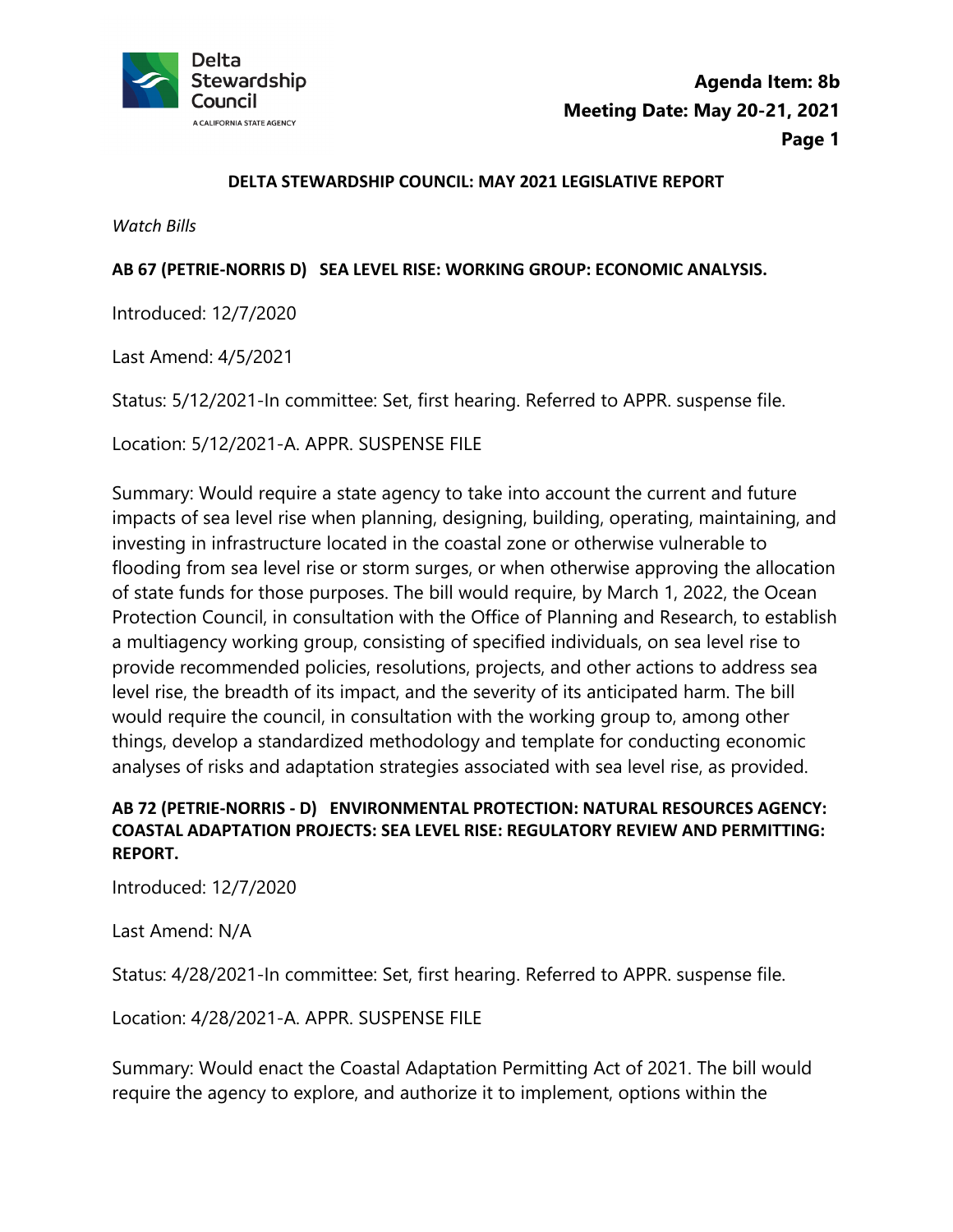Agenda Item: 8b
Meeting Date: May 20-21, 2021

## DELTA STEWARDSHIP COUNCIL: MAY 2021 LEGISLATIVE REPORT

*Watch Bills*

### AB 67 (PETRIE-NORRIS D) SEA LEVEL RISE: WORKING GROUP: ECONOMIC ANALYSIS.

Introduced: 12/7/2020

Last Amend: 4/5/2021

Status: 5/12/2021-In committee: Set, first hearing. Referred to APPR. suspense file.

Location: 5/12/2021-A. APPR. SUSPENSE FILE

Summary: Would require a state agency to take into account the current and future impacts of sea level rise when planning, designing, building, operating, maintaining, and investing in infrastructure located in the coastal zone or otherwise vulnerable to flooding from sea level rise or storm surges, or when otherwise approving the allocation of state funds for those purposes. The bill would require, by March 1, 2022, the Ocean Protection Council, in consultation with the Office of Planning and Research, to establish a multiagency working group, consisting of specified individuals, on sea level rise to provide recommended policies, resolutions, projects, and other actions to address sea level rise, the breadth of its impact, and the severity of its anticipated harm. The bill would require the council, in consultation with the working group to, among other things, develop a standardized methodology and template for conducting economic analyses of risks and adaptation strategies associated with sea level rise, as provided.

### AB 72 (PETRIE-NORRIS - D) ENVIRONMENTAL PROTECTION: NATURAL RESOURCES AGENCY: COASTAL ADAPTATION PROJECTS: SEA LEVEL RISE: REGULATORY REVIEW AND PERMITTING: REPORT.

Introduced: 12/7/2020

Last Amend: N/A

Status: 4/28/2021-In committee: Set, first hearing. Referred to APPR. suspense file.

Location: 4/28/2021-A. APPR. SUSPENSE FILE

Summary: Would enact the Coastal Adaptation Permitting Act of 2021. The bill would require the agency to explore, and authorize it to implement, options within the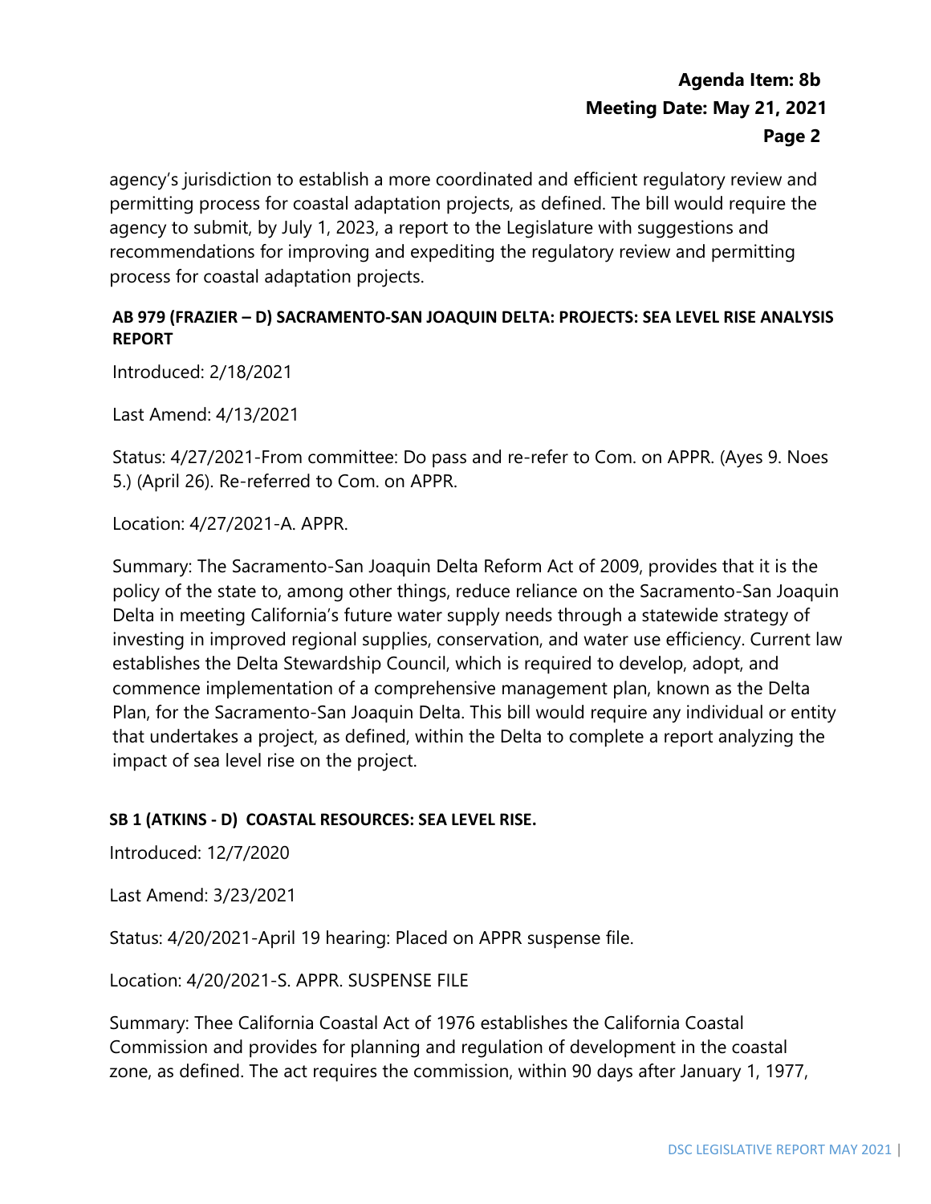agency's jurisdiction to establish a more coordinated and efficient regulatory review and permitting process for coastal adaptation projects, as defined. The bill would require the agency to submit, by July 1, 2023, a report to the Legislature with suggestions and recommendations for improving and expediting the regulatory review and permitting process for coastal adaptation projects.

**AB 979 (FRAZIER – D) SACRAMENTO-SAN JOAQUIN DELTA: PROJECTS: SEA LEVEL RISE ANALYSIS REPORT**

Introduced: 2/18/2021

Last Amend: 4/13/2021

Status: 4/27/2021-From committee: Do pass and re-refer to Com. on APPR. (Ayes 9. Noes 5.) (April 26). Re-referred to Com. on APPR.

Location: 4/27/2021-A. APPR.

Summary: The Sacramento-San Joaquin Delta Reform Act of 2009, provides that it is the policy of the state to, among other things, reduce reliance on the Sacramento-San Joaquin Delta in meeting California's future water supply needs through a statewide strategy of investing in improved regional supplies, conservation, and water use efficiency. Current law establishes the Delta Stewardship Council, which is required to develop, adopt, and commence implementation of a comprehensive management plan, known as the Delta Plan, for the Sacramento-San Joaquin Delta. This bill would require any individual or entity that undertakes a project, as defined, within the Delta to complete a report analyzing the impact of sea level rise on the project.

**SB 1 (ATKINS - D) COASTAL RESOURCES: SEA LEVEL RISE.**

Introduced: 12/7/2020

Last Amend: 3/23/2021

Status: 4/20/2021-April 19 hearing: Placed on APPR suspense file.

Location: 4/20/2021-S. APPR. SUSPENSE FILE

Summary: Thee California Coastal Act of 1976 establishes the California Coastal Commission and provides for planning and regulation of development in the coastal zone, as defined. The act requires the commission, within 90 days after January 1, 1977,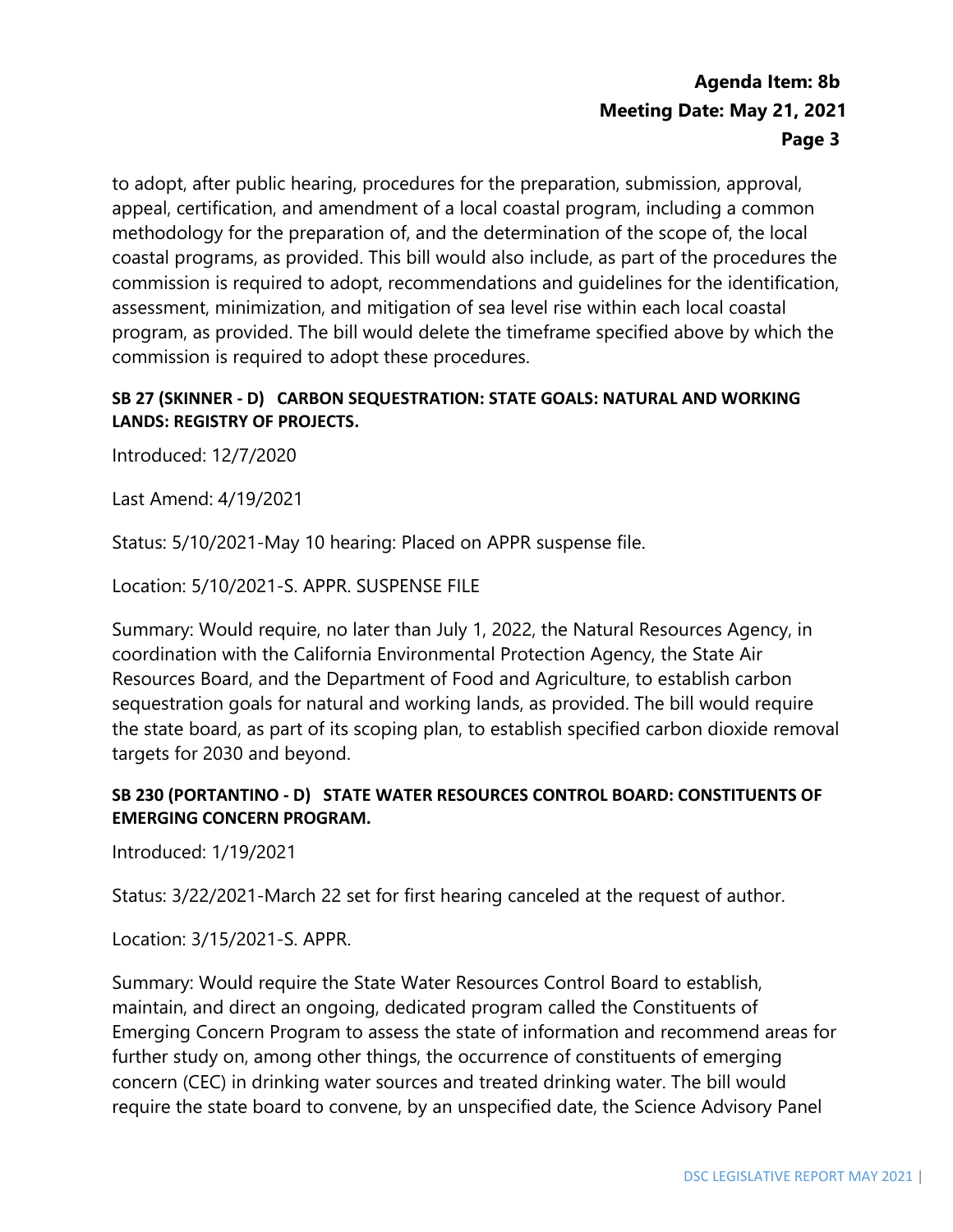to adopt, after public hearing, procedures for the preparation, submission, approval, appeal, certification, and amendment of a local coastal program, including a common methodology for the preparation of, and the determination of the scope of, the local coastal programs, as provided. This bill would also include, as part of the procedures the commission is required to adopt, recommendations and guidelines for the identification, assessment, minimization, and mitigation of sea level rise within each local coastal program, as provided. The bill would delete the timeframe specified above by which the commission is required to adopt these procedures.

**SB 27 (SKINNER - D) CARBON SEQUESTRATION: STATE GOALS: NATURAL AND WORKING LANDS: REGISTRY OF PROJECTS.**

Introduced: 12/7/2020

Last Amend: 4/19/2021

Status: 5/10/2021-May 10 hearing: Placed on APPR suspense file.

Location: 5/10/2021-S. APPR. SUSPENSE FILE

Summary: Would require, no later than July 1, 2022, the Natural Resources Agency, in coordination with the California Environmental Protection Agency, the State Air Resources Board, and the Department of Food and Agriculture, to establish carbon sequestration goals for natural and working lands, as provided. The bill would require the state board, as part of its scoping plan, to establish specified carbon dioxide removal targets for 2030 and beyond.

**SB 230 (PORTANTINO - D) STATE WATER RESOURCES CONTROL BOARD: CONSTITUENTS OF EMERGING CONCERN PROGRAM.**

Introduced: 1/19/2021

Status: 3/22/2021-March 22 set for first hearing canceled at the request of author.

Location: 3/15/2021-S. APPR.

Summary: Would require the State Water Resources Control Board to establish, maintain, and direct an ongoing, dedicated program called the Constituents of Emerging Concern Program to assess the state of information and recommend areas for further study on, among other things, the occurrence of constituents of emerging concern (CEC) in drinking water sources and treated drinking water. The bill would require the state board to convene, by an unspecified date, the Science Advisory Panel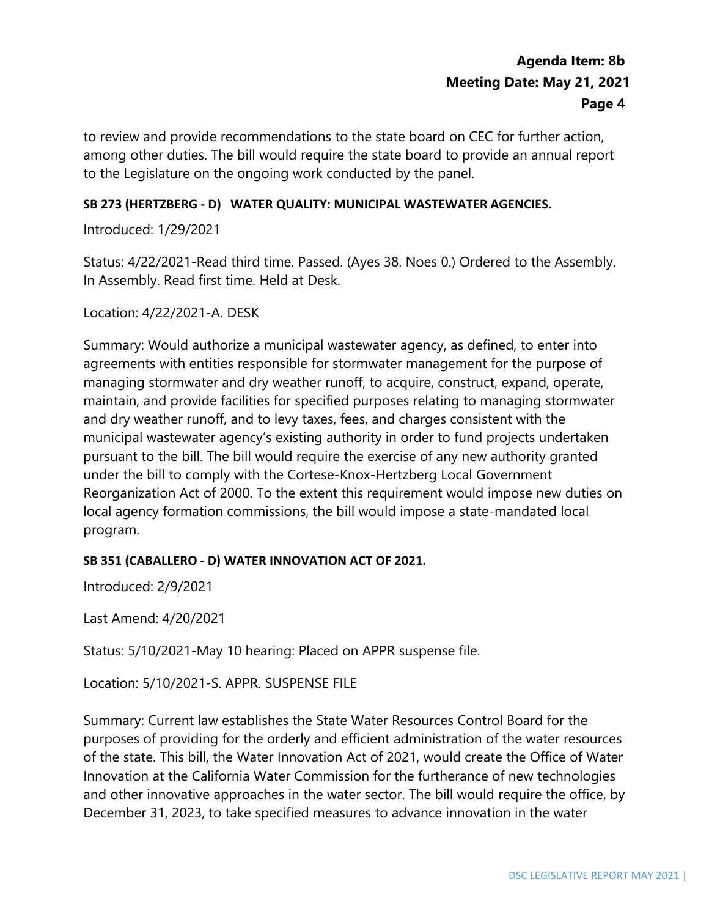to review and provide recommendations to the state board on CEC for further action, among other duties. The bill would require the state board to provide an annual report to the Legislature on the ongoing work conducted by the panel.

**SB 273 (HERTZBERG - D) WATER QUALITY: MUNICIPAL WASTEWATER AGENCIES.**

Introduced: 1/29/2021

Status: 4/22/2021-Read third time. Passed. (Ayes 38. Noes 0.) Ordered to the Assembly. In Assembly. Read first time. Held at Desk.

Location: 4/22/2021-A. DESK

Summary: Would authorize a municipal wastewater agency, as defined, to enter into agreements with entities responsible for stormwater management for the purpose of managing stormwater and dry weather runoff, to acquire, construct, expand, operate, maintain, and provide facilities for specified purposes relating to managing stormwater and dry weather runoff, and to levy taxes, fees, and charges consistent with the municipal wastewater agency's existing authority in order to fund projects undertaken pursuant to the bill. The bill would require the exercise of any new authority granted under the bill to comply with the Cortese-Knox-Hertzberg Local Government Reorganization Act of 2000. To the extent this requirement would impose new duties on local agency formation commissions, the bill would impose a state-mandated local program.

**SB 351 (CABALLERO - D) WATER INNOVATION ACT OF 2021.**

Introduced: 2/9/2021

Last Amend: 4/20/2021

Status: 5/10/2021-May 10 hearing: Placed on APPR suspense file.

Location: 5/10/2021-S. APPR. SUSPENSE FILE

Summary: Current law establishes the State Water Resources Control Board for the purposes of providing for the orderly and efficient administration of the water resources of the state. This bill, the Water Innovation Act of 2021, would create the Office of Water Innovation at the California Water Commission for the furtherance of new technologies and other innovative approaches in the water sector. The bill would require the office, by December 31, 2023, to take specified measures to advance innovation in the water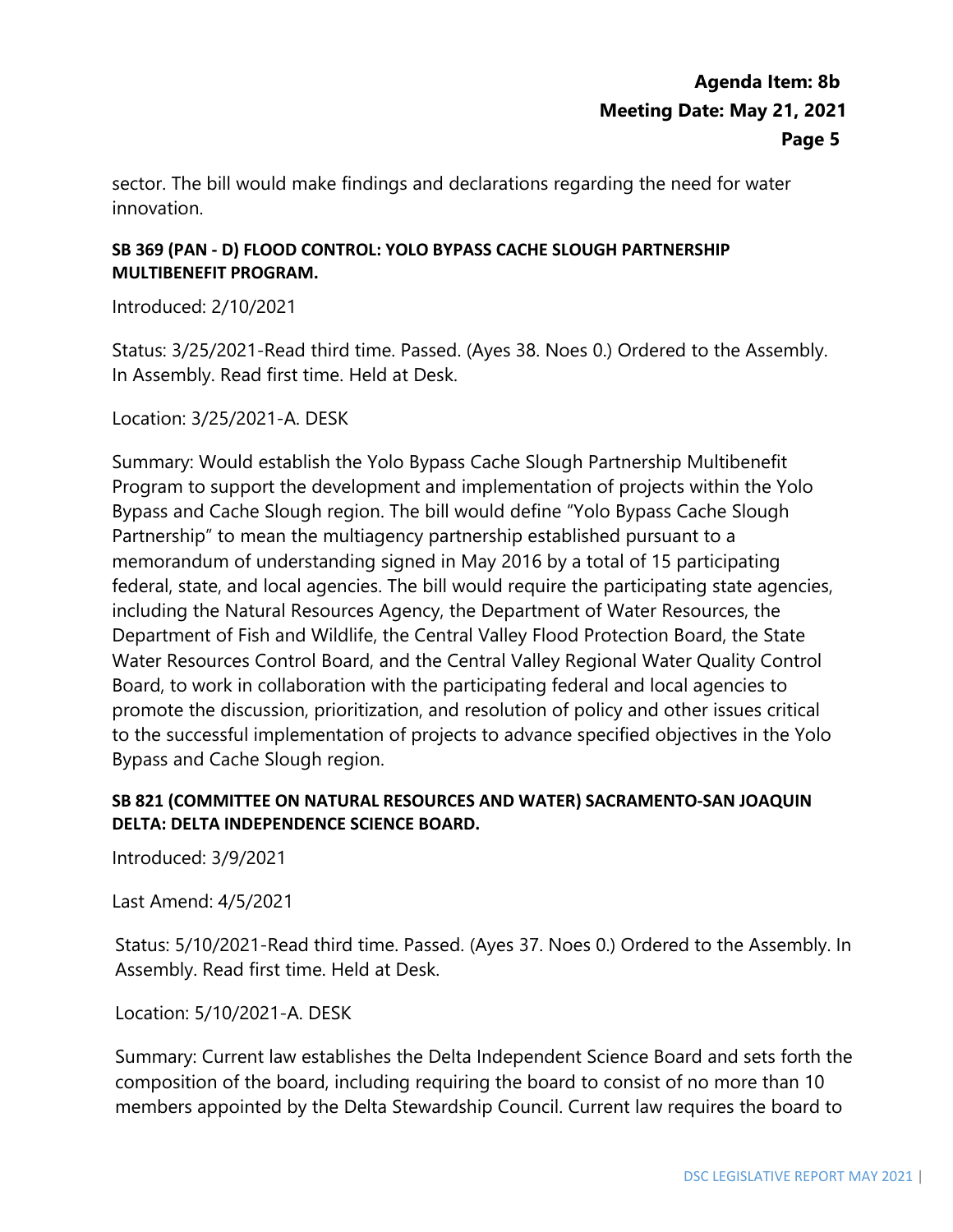sector. The bill would make findings and declarations regarding the need for water innovation.

### SB 369 (PAN - D) FLOOD CONTROL: YOLO BYPASS CACHE SLOUGH PARTNERSHIP MULTIBENEFIT PROGRAM.

Introduced: 2/10/2021

Status: 3/25/2021-Read third time. Passed. (Ayes 38. Noes 0.) Ordered to the Assembly. In Assembly. Read first time. Held at Desk.

Location: 3/25/2021-A. DESK

Summary: Would establish the Yolo Bypass Cache Slough Partnership Multibenefit Program to support the development and implementation of projects within the Yolo Bypass and Cache Slough region. The bill would define "Yolo Bypass Cache Slough Partnership" to mean the multiagency partnership established pursuant to a memorandum of understanding signed in May 2016 by a total of 15 participating federal, state, and local agencies. The bill would require the participating state agencies, including the Natural Resources Agency, the Department of Water Resources, the Department of Fish and Wildlife, the Central Valley Flood Protection Board, the State Water Resources Control Board, and the Central Valley Regional Water Quality Control Board, to work in collaboration with the participating federal and local agencies to promote the discussion, prioritization, and resolution of policy and other issues critical to the successful implementation of projects to advance specified objectives in the Yolo Bypass and Cache Slough region.

### SB 821 (COMMITTEE ON NATURAL RESOURCES AND WATER) SACRAMENTO-SAN JOAQUIN DELTA: DELTA INDEPENDENCE SCIENCE BOARD.

Introduced: 3/9/2021

Last Amend: 4/5/2021

Status: 5/10/2021-Read third time. Passed. (Ayes 37. Noes 0.) Ordered to the Assembly. In Assembly. Read first time. Held at Desk.

Location: 5/10/2021-A. DESK

Summary: Current law establishes the Delta Independent Science Board and sets forth the composition of the board, including requiring the board to consist of no more than 10 members appointed by the Delta Stewardship Council. Current law requires the board to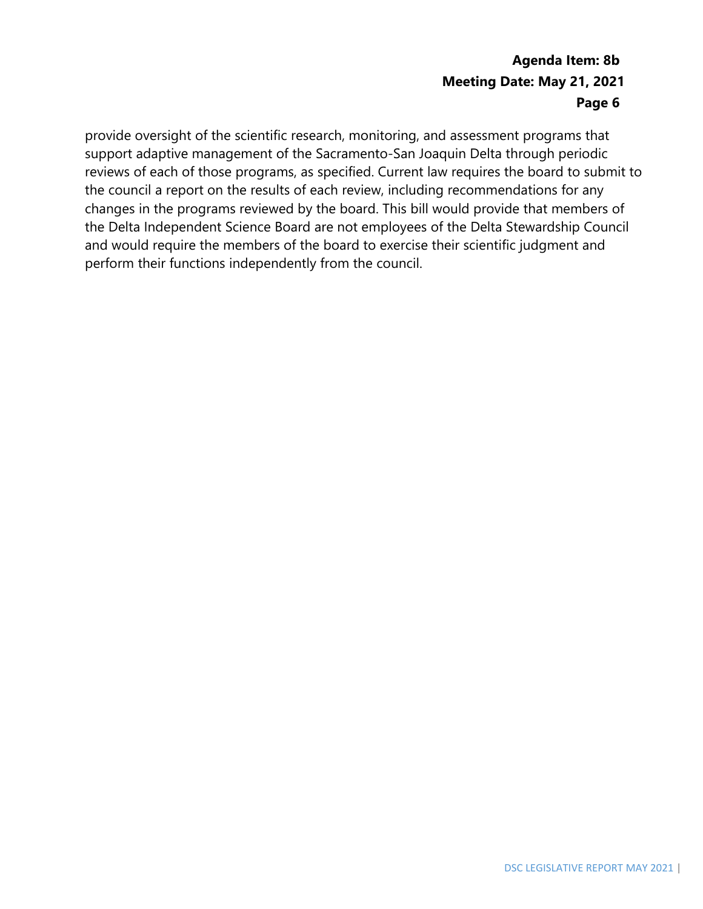provide oversight of the scientific research, monitoring, and assessment programs that support adaptive management of the Sacramento-San Joaquin Delta through periodic reviews of each of those programs, as specified. Current law requires the board to submit to the council a report on the results of each review, including recommendations for any changes in the programs reviewed by the board. This bill would provide that members of the Delta Independent Science Board are not employees of the Delta Stewardship Council and would require the members of the board to exercise their scientific judgment and perform their functions independently from the council.